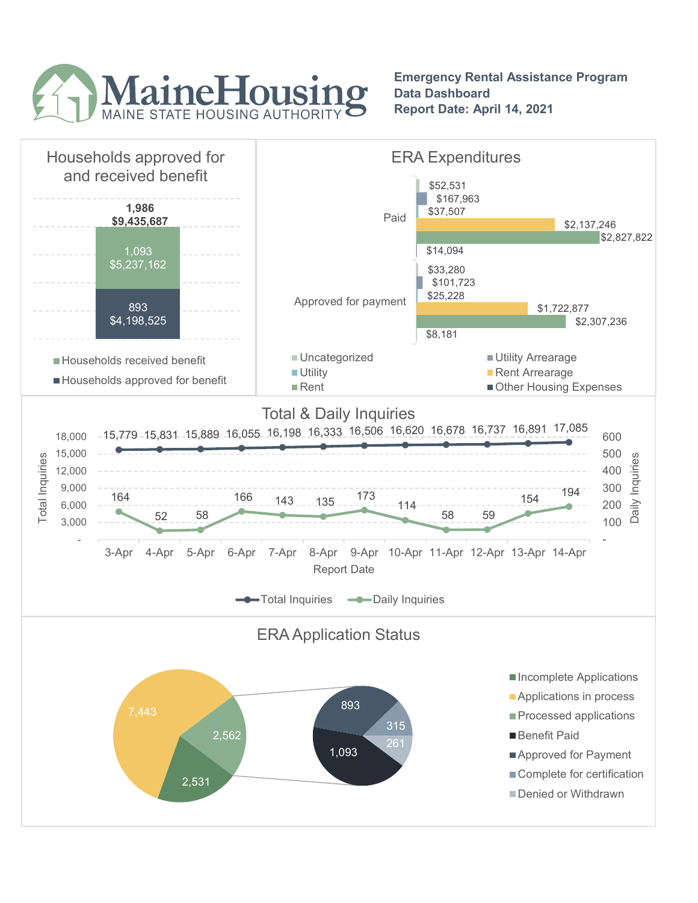# MaineHousing
MAINE STATE HOUSING AUTHORITY

**Emergency Rental Assistance Program**
**Data Dashboard**
**Report Date: April 14, 2021**

## Households approved for and received benefit

| | Households | Amount |
|---|---|---|
| Total | 1,986 | $9,435,687 |
| Households received benefit | 1,093 | $5,237,162 |
| Households approved for benefit | 893 | $4,198,525 |

## ERA Expenditures

| Category | Paid | Approved for payment |
|---|---|---|
| Uncategorized | $52,531 | $33,280 |
| Utility Arrearage | $167,963 | $101,723 |
| Utility | $37,507 | $25,228 |
| Rent Arrearage | $2,137,246 | $1,722,877 |
| Rent | $2,827,822 | $2,307,236 |
| Other Housing Expenses | $14,094 | $8,181 |

## Total & Daily Inquiries

| Report Date | Total Inquiries | Daily Inquiries |
|---|---|---|
| 3-Apr | 15,779 | 164 |
| 4-Apr | 15,831 | 52 |
| 5-Apr | 15,889 | 58 |
| 6-Apr | 16,055 | 166 |
| 7-Apr | 16,198 | 143 |
| 8-Apr | 16,333 | 135 |
| 9-Apr | 16,506 | 173 |
| 10-Apr | 16,620 | 114 |
| 11-Apr | 16,678 | 58 |
| 12-Apr | 16,737 | 59 |
| 13-Apr | 16,891 | 154 |
| 14-Apr | 17,085 | 194 |

## ERA Application Status

| Status | Count |
|---|---|
| Incomplete Applications | 2,531 |
| Applications in process | 7,443 |
| Processed applications | 2,562 |
| Benefit Paid | 1,093 |
| Approved for Payment | 893 |
| Complete for certification | 315 |
| Denied or Withdrawn | 261 |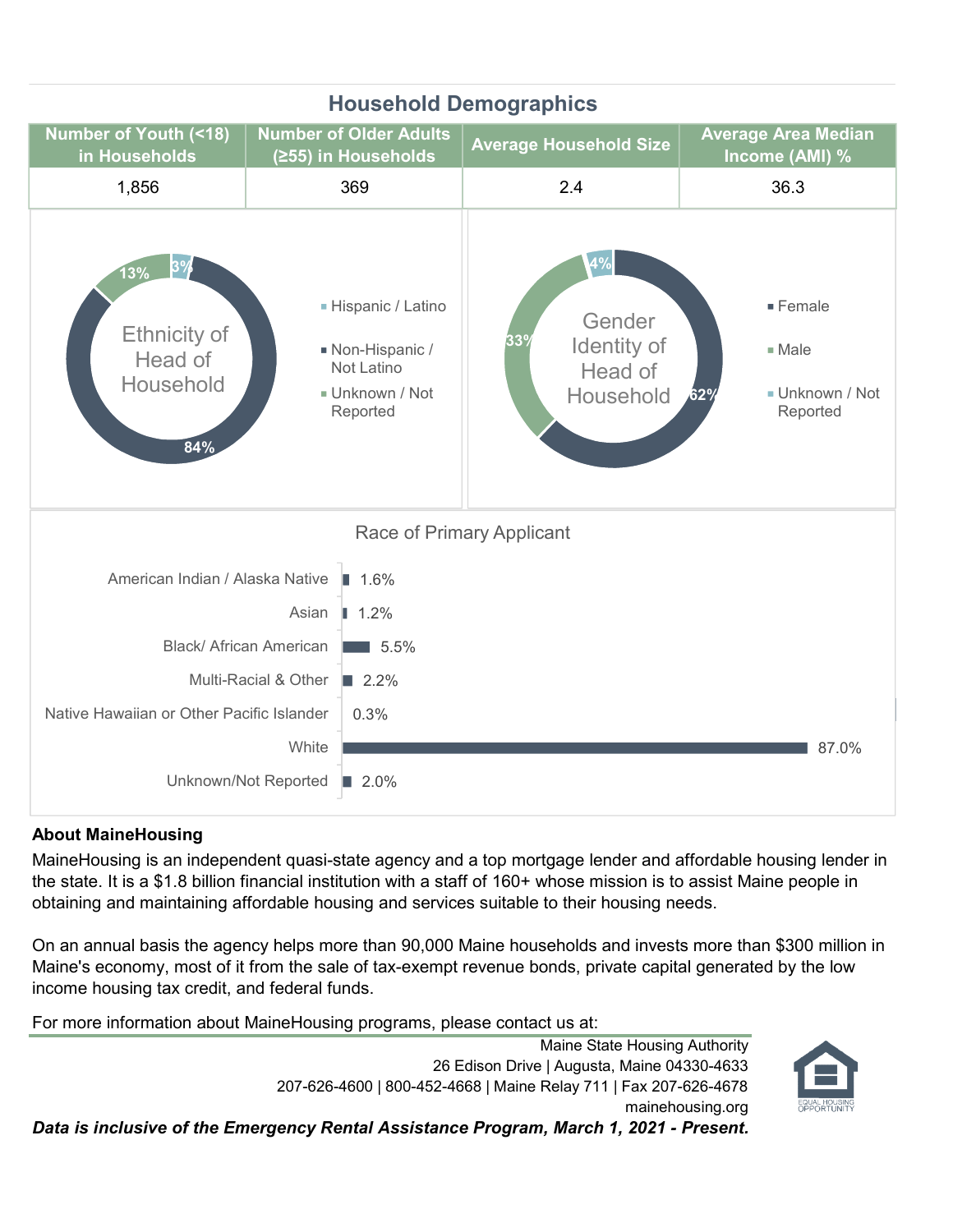## Household Demographics

| Number of Youth (<18) in Households | Number of Older Adults (≥55) in Households | Average Household Size | Average Area Median Income (AMI) % |
|---|---|---|---|
| 1,856 | 369 | 2.4 | 36.3 |

Ethnicity of Head of Household

- Hispanic / Latino
- Non-Hispanic / Not Latino
- Unknown / Not Reported

3%
84%
13%

Gender Identity of Head of Household

- Female
- Male
- Unknown / Not Reported

62%
33%
4%

Race of Primary Applicant

American Indian / Alaska Native 1.6%
Asian 1.2%
Black/ African American 5.5%
Multi-Racial & Other 2.2%
Native Hawaiian or Other Pacific Islander 0.3%
White 87.0%
Unknown/Not Reported 2.0%

**About MaineHousing**

MaineHousing is an independent quasi-state agency and a top mortgage lender and affordable housing lender in the state. It is a $1.8 billion financial institution with a staff of 160+ whose mission is to assist Maine people in obtaining and maintaining affordable housing and services suitable to their housing needs.

On an annual basis the agency helps more than 90,000 Maine households and invests more than $300 million in Maine's economy, most of it from the sale of tax-exempt revenue bonds, private capital generated by the low income housing tax credit, and federal funds.

For more information about MaineHousing programs, please contact us at:

Maine State Housing Authority
26 Edison Drive | Augusta, Maine 04330-4633
207-626-4600 | 800-452-4668 | Maine Relay 711 | Fax 207-626-4678
mainehousing.org

EQUAL HOUSING OPPORTUNITY

***Data is inclusive of the Emergency Rental Assistance Program, March 1, 2021 - Present.***